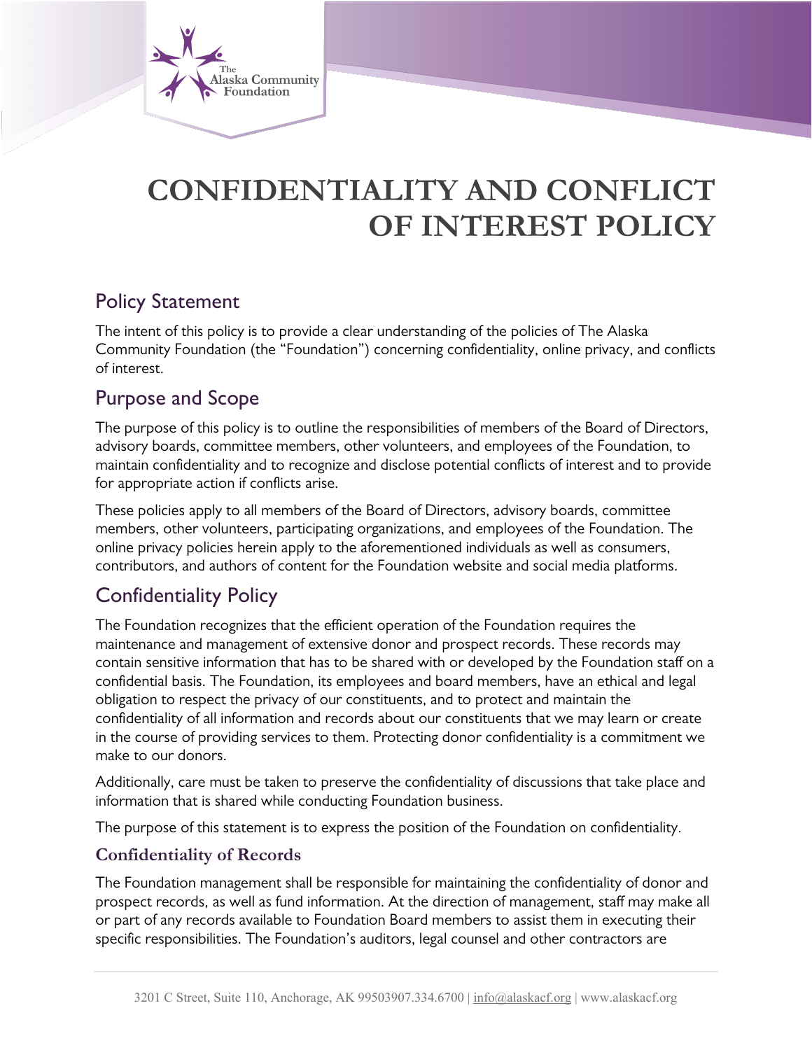# CONFIDENTIALITY AND CONFLICT OF INTEREST POLICY

## Policy Statement

The intent of this policy is to provide a clear understanding of the policies of The Alaska Community Foundation (the "Foundation") concerning confidentiality, online privacy, and conflicts of interest.

## Purpose and Scope

The purpose of this policy is to outline the responsibilities of members of the Board of Directors, advisory boards, committee members, other volunteers, and employees of the Foundation, to maintain confidentiality and to recognize and disclose potential conflicts of interest and to provide for appropriate action if conflicts arise.

These policies apply to all members of the Board of Directors, advisory boards, committee members, other volunteers, participating organizations, and employees of the Foundation. The online privacy policies herein apply to the aforementioned individuals as well as consumers, contributors, and authors of content for the Foundation website and social media platforms.

## Confidentiality Policy

The Foundation recognizes that the efficient operation of the Foundation requires the maintenance and management of extensive donor and prospect records. These records may contain sensitive information that has to be shared with or developed by the Foundation staff on a confidential basis. The Foundation, its employees and board members, have an ethical and legal obligation to respect the privacy of our constituents, and to protect and maintain the confidentiality of all information and records about our constituents that we may learn or create in the course of providing services to them. Protecting donor confidentiality is a commitment we make to our donors.

Additionally, care must be taken to preserve the confidentiality of discussions that take place and information that is shared while conducting Foundation business.

The purpose of this statement is to express the position of the Foundation on confidentiality.

### Confidentiality of Records

The Foundation management shall be responsible for maintaining the confidentiality of donor and prospect records, as well as fund information. At the direction of management, staff may make all or part of any records available to Foundation Board members to assist them in executing their specific responsibilities. The Foundation's auditors, legal counsel and other contractors are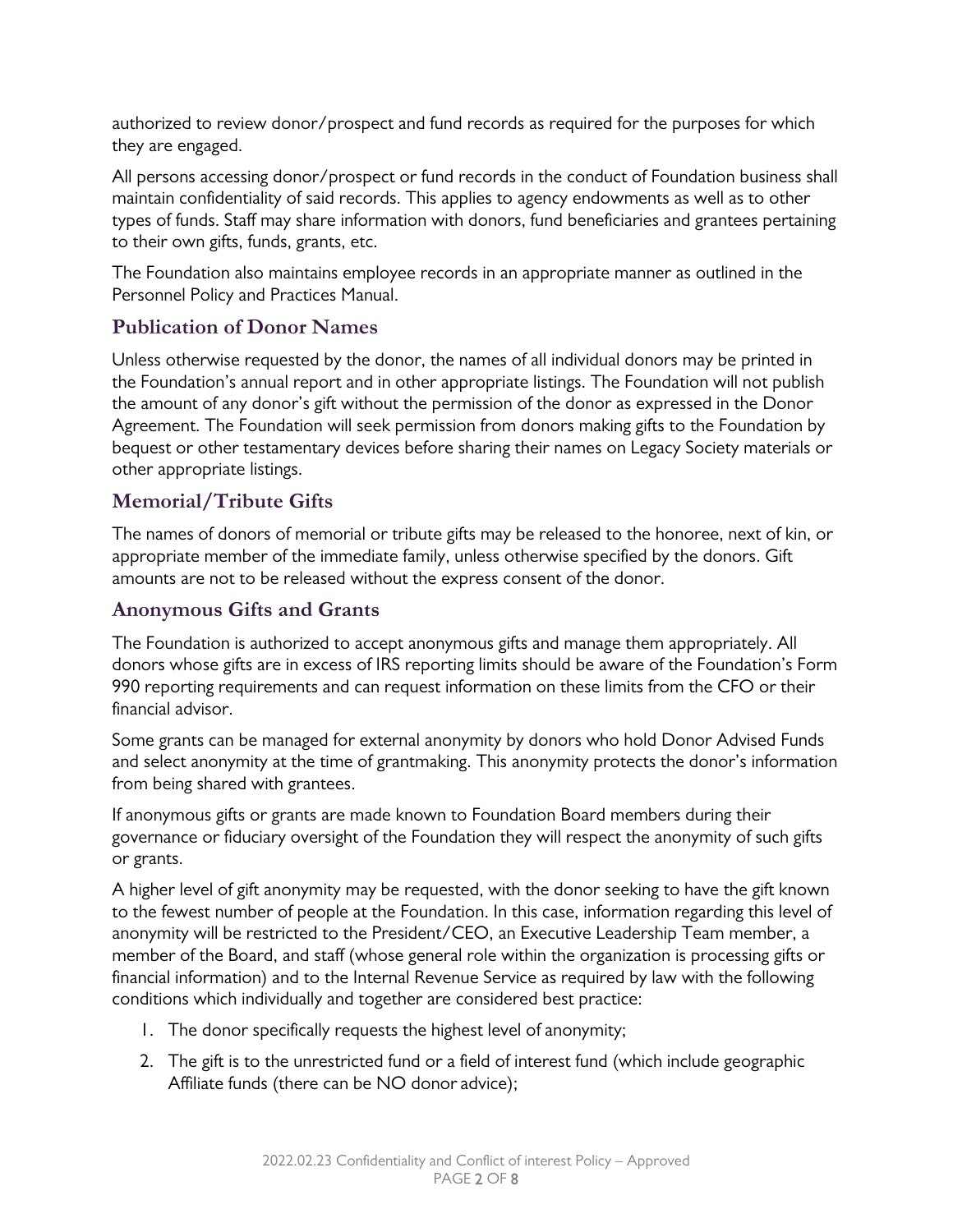authorized to review donor/prospect and fund records as required for the purposes for which they are engaged.

All persons accessing donor/prospect or fund records in the conduct of Foundation business shall maintain confidentiality of said records. This applies to agency endowments as well as to other types of funds. Staff may share information with donors, fund beneficiaries and grantees pertaining to their own gifts, funds, grants, etc.

The Foundation also maintains employee records in an appropriate manner as outlined in the Personnel Policy and Practices Manual.

## Publication of Donor Names

Unless otherwise requested by the donor, the names of all individual donors may be printed in the Foundation's annual report and in other appropriate listings. The Foundation will not publish the amount of any donor's gift without the permission of the donor as expressed in the Donor Agreement. The Foundation will seek permission from donors making gifts to the Foundation by bequest or other testamentary devices before sharing their names on Legacy Society materials or other appropriate listings.

## Memorial/Tribute Gifts

The names of donors of memorial or tribute gifts may be released to the honoree, next of kin, or appropriate member of the immediate family, unless otherwise specified by the donors. Gift amounts are not to be released without the express consent of the donor.

## Anonymous Gifts and Grants

The Foundation is authorized to accept anonymous gifts and manage them appropriately. All donors whose gifts are in excess of IRS reporting limits should be aware of the Foundation's Form 990 reporting requirements and can request information on these limits from the CFO or their financial advisor.

Some grants can be managed for external anonymity by donors who hold Donor Advised Funds and select anonymity at the time of grantmaking. This anonymity protects the donor's information from being shared with grantees.

If anonymous gifts or grants are made known to Foundation Board members during their governance or fiduciary oversight of the Foundation they will respect the anonymity of such gifts or grants.

A higher level of gift anonymity may be requested, with the donor seeking to have the gift known to the fewest number of people at the Foundation. In this case, information regarding this level of anonymity will be restricted to the President/CEO, an Executive Leadership Team member, a member of the Board, and staff (whose general role within the organization is processing gifts or financial information) and to the Internal Revenue Service as required by law with the following conditions which individually and together are considered best practice:

1. The donor specifically requests the highest level of anonymity;
2. The gift is to the unrestricted fund or a field of interest fund (which include geographic Affiliate funds (there can be NO donor advice);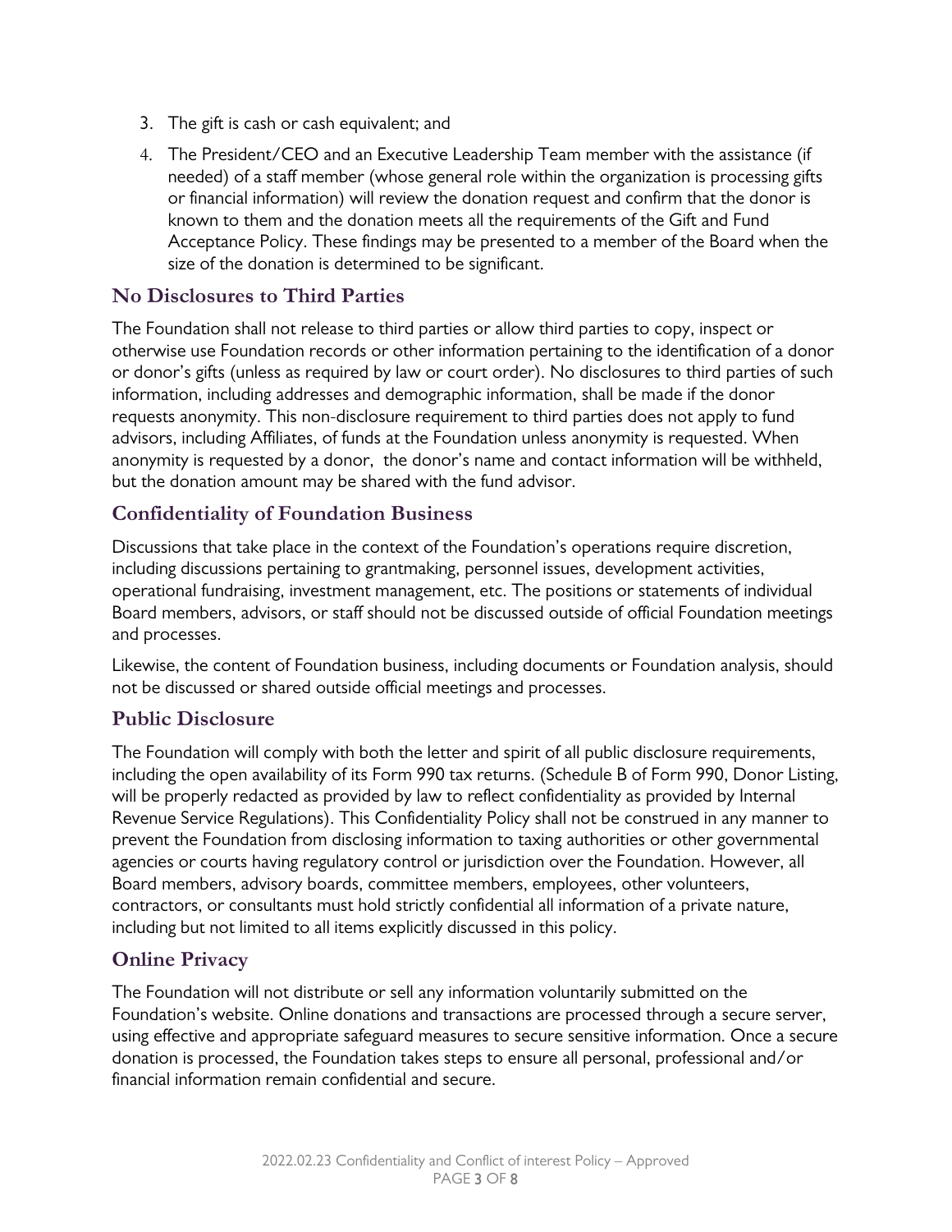3. The gift is cash or cash equivalent; and
4. The President/CEO and an Executive Leadership Team member with the assistance (if needed) of a staff member (whose general role within the organization is processing gifts or financial information) will review the donation request and confirm that the donor is known to them and the donation meets all the requirements of the Gift and Fund Acceptance Policy. These findings may be presented to a member of the Board when the size of the donation is determined to be significant.

## No Disclosures to Third Parties

The Foundation shall not release to third parties or allow third parties to copy, inspect or otherwise use Foundation records or other information pertaining to the identification of a donor or donor's gifts (unless as required by law or court order). No disclosures to third parties of such information, including addresses and demographic information, shall be made if the donor requests anonymity. This non-disclosure requirement to third parties does not apply to fund advisors, including Affiliates, of funds at the Foundation unless anonymity is requested. When anonymity is requested by a donor, the donor's name and contact information will be withheld, but the donation amount may be shared with the fund advisor.

## Confidentiality of Foundation Business

Discussions that take place in the context of the Foundation's operations require discretion, including discussions pertaining to grantmaking, personnel issues, development activities, operational fundraising, investment management, etc. The positions or statements of individual Board members, advisors, or staff should not be discussed outside of official Foundation meetings and processes.

Likewise, the content of Foundation business, including documents or Foundation analysis, should not be discussed or shared outside official meetings and processes.

## Public Disclosure

The Foundation will comply with both the letter and spirit of all public disclosure requirements, including the open availability of its Form 990 tax returns. (Schedule B of Form 990, Donor Listing, will be properly redacted as provided by law to reflect confidentiality as provided by Internal Revenue Service Regulations). This Confidentiality Policy shall not be construed in any manner to prevent the Foundation from disclosing information to taxing authorities or other governmental agencies or courts having regulatory control or jurisdiction over the Foundation. However, all Board members, advisory boards, committee members, employees, other volunteers, contractors, or consultants must hold strictly confidential all information of a private nature, including but not limited to all items explicitly discussed in this policy.

## Online Privacy

The Foundation will not distribute or sell any information voluntarily submitted on the Foundation's website. Online donations and transactions are processed through a secure server, using effective and appropriate safeguard measures to secure sensitive information. Once a secure donation is processed, the Foundation takes steps to ensure all personal, professional and/or financial information remain confidential and secure.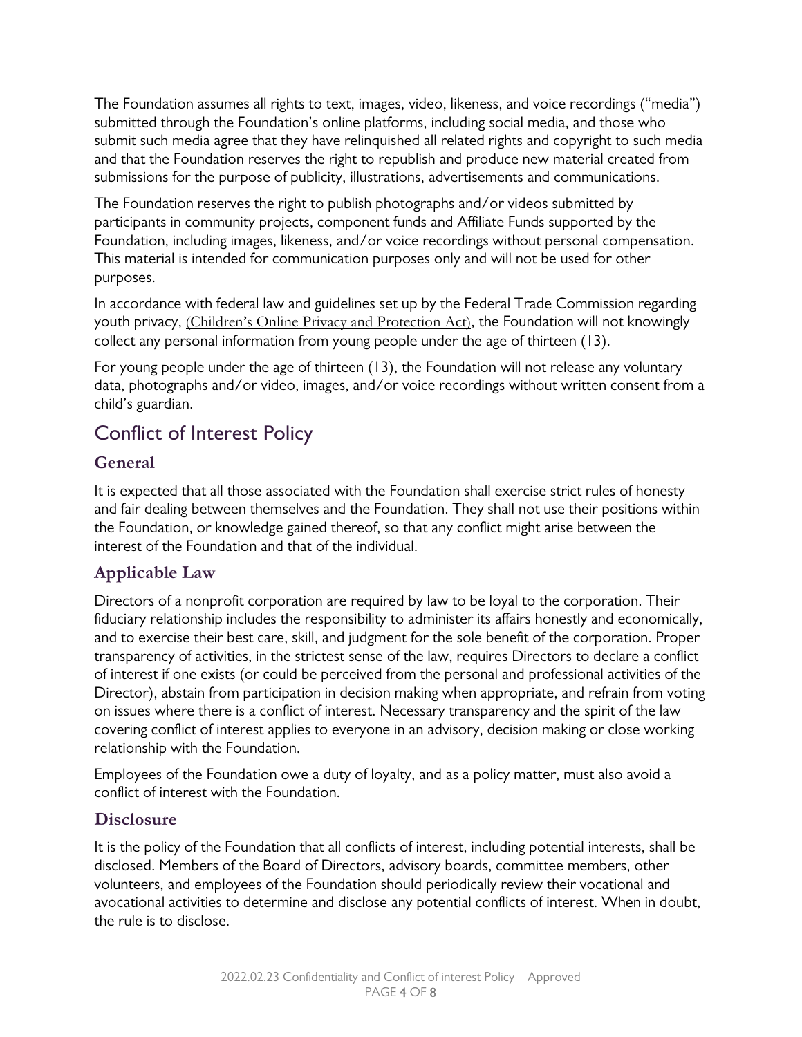The Foundation assumes all rights to text, images, video, likeness, and voice recordings ("media") submitted through the Foundation's online platforms, including social media, and those who submit such media agree that they have relinquished all related rights and copyright to such media and that the Foundation reserves the right to republish and produce new material created from submissions for the purpose of publicity, illustrations, advertisements and communications.

The Foundation reserves the right to publish photographs and/or videos submitted by participants in community projects, component funds and Affiliate Funds supported by the Foundation, including images, likeness, and/or voice recordings without personal compensation. This material is intended for communication purposes only and will not be used for other purposes.

In accordance with federal law and guidelines set up by the Federal Trade Commission regarding youth privacy, (Children's Online Privacy and Protection Act), the Foundation will not knowingly collect any personal information from young people under the age of thirteen (13).

For young people under the age of thirteen (13), the Foundation will not release any voluntary data, photographs and/or video, images, and/or voice recordings without written consent from a child's guardian.

## Conflict of Interest Policy

### General

It is expected that all those associated with the Foundation shall exercise strict rules of honesty and fair dealing between themselves and the Foundation. They shall not use their positions within the Foundation, or knowledge gained thereof, so that any conflict might arise between the interest of the Foundation and that of the individual.

### Applicable Law

Directors of a nonprofit corporation are required by law to be loyal to the corporation. Their fiduciary relationship includes the responsibility to administer its affairs honestly and economically, and to exercise their best care, skill, and judgment for the sole benefit of the corporation. Proper transparency of activities, in the strictest sense of the law, requires Directors to declare a conflict of interest if one exists (or could be perceived from the personal and professional activities of the Director), abstain from participation in decision making when appropriate, and refrain from voting on issues where there is a conflict of interest. Necessary transparency and the spirit of the law covering conflict of interest applies to everyone in an advisory, decision making or close working relationship with the Foundation.

Employees of the Foundation owe a duty of loyalty, and as a policy matter, must also avoid a conflict of interest with the Foundation.

### Disclosure

It is the policy of the Foundation that all conflicts of interest, including potential interests, shall be disclosed. Members of the Board of Directors, advisory boards, committee members, other volunteers, and employees of the Foundation should periodically review their vocational and avocational activities to determine and disclose any potential conflicts of interest. When in doubt, the rule is to disclose.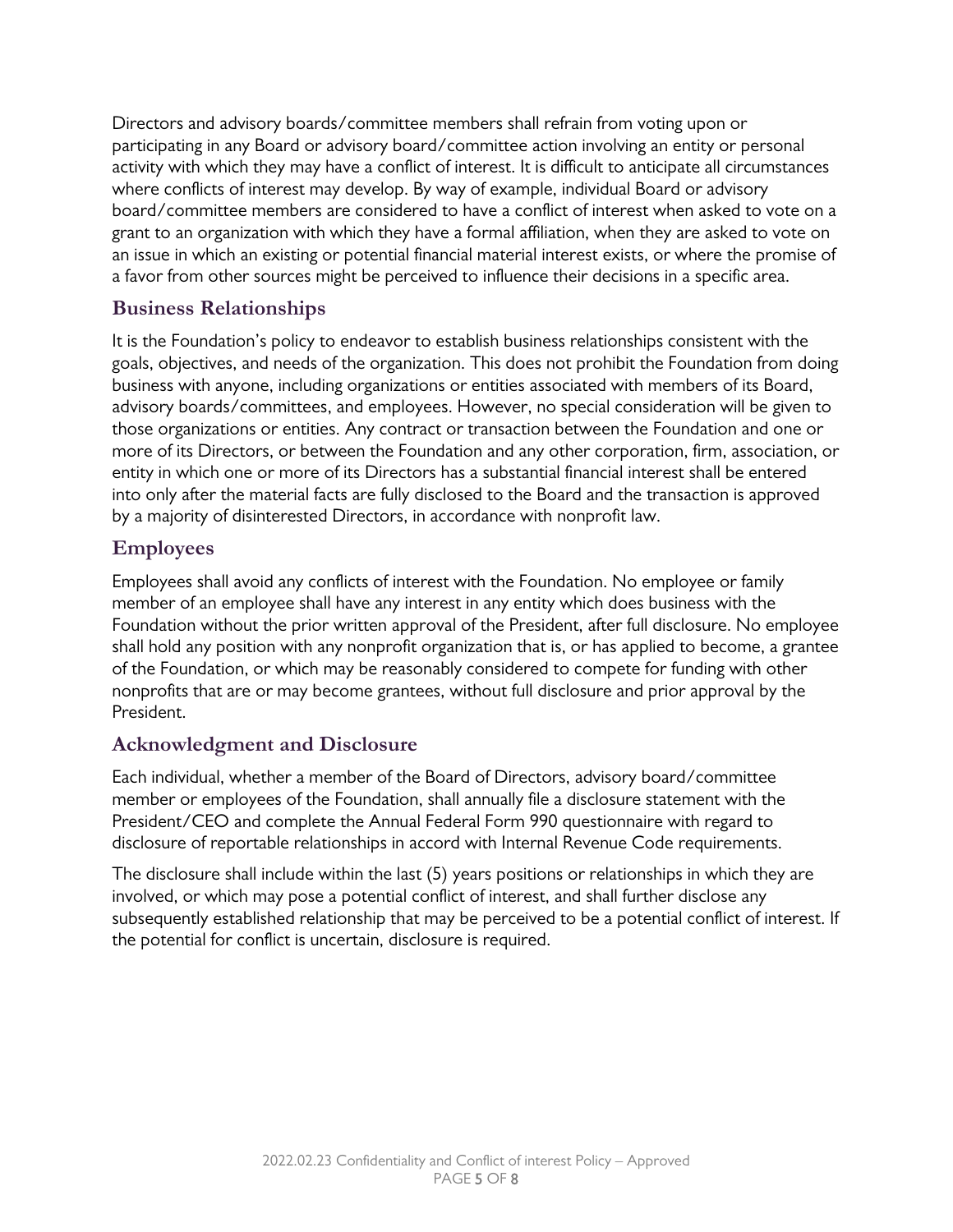Directors and advisory boards/committee members shall refrain from voting upon or participating in any Board or advisory board/committee action involving an entity or personal activity with which they may have a conflict of interest. It is difficult to anticipate all circumstances where conflicts of interest may develop. By way of example, individual Board or advisory board/committee members are considered to have a conflict of interest when asked to vote on a grant to an organization with which they have a formal affiliation, when they are asked to vote on an issue in which an existing or potential financial material interest exists, or where the promise of a favor from other sources might be perceived to influence their decisions in a specific area.

## Business Relationships

It is the Foundation's policy to endeavor to establish business relationships consistent with the goals, objectives, and needs of the organization. This does not prohibit the Foundation from doing business with anyone, including organizations or entities associated with members of its Board, advisory boards/committees, and employees. However, no special consideration will be given to those organizations or entities. Any contract or transaction between the Foundation and one or more of its Directors, or between the Foundation and any other corporation, firm, association, or entity in which one or more of its Directors has a substantial financial interest shall be entered into only after the material facts are fully disclosed to the Board and the transaction is approved by a majority of disinterested Directors, in accordance with nonprofit law.

## Employees

Employees shall avoid any conflicts of interest with the Foundation. No employee or family member of an employee shall have any interest in any entity which does business with the Foundation without the prior written approval of the President, after full disclosure. No employee shall hold any position with any nonprofit organization that is, or has applied to become, a grantee of the Foundation, or which may be reasonably considered to compete for funding with other nonprofits that are or may become grantees, without full disclosure and prior approval by the President.

## Acknowledgment and Disclosure

Each individual, whether a member of the Board of Directors, advisory board/committee member or employees of the Foundation, shall annually file a disclosure statement with the President/CEO and complete the Annual Federal Form 990 questionnaire with regard to disclosure of reportable relationships in accord with Internal Revenue Code requirements.

The disclosure shall include within the last (5) years positions or relationships in which they are involved, or which may pose a potential conflict of interest, and shall further disclose any subsequently established relationship that may be perceived to be a potential conflict of interest. If the potential for conflict is uncertain, disclosure is required.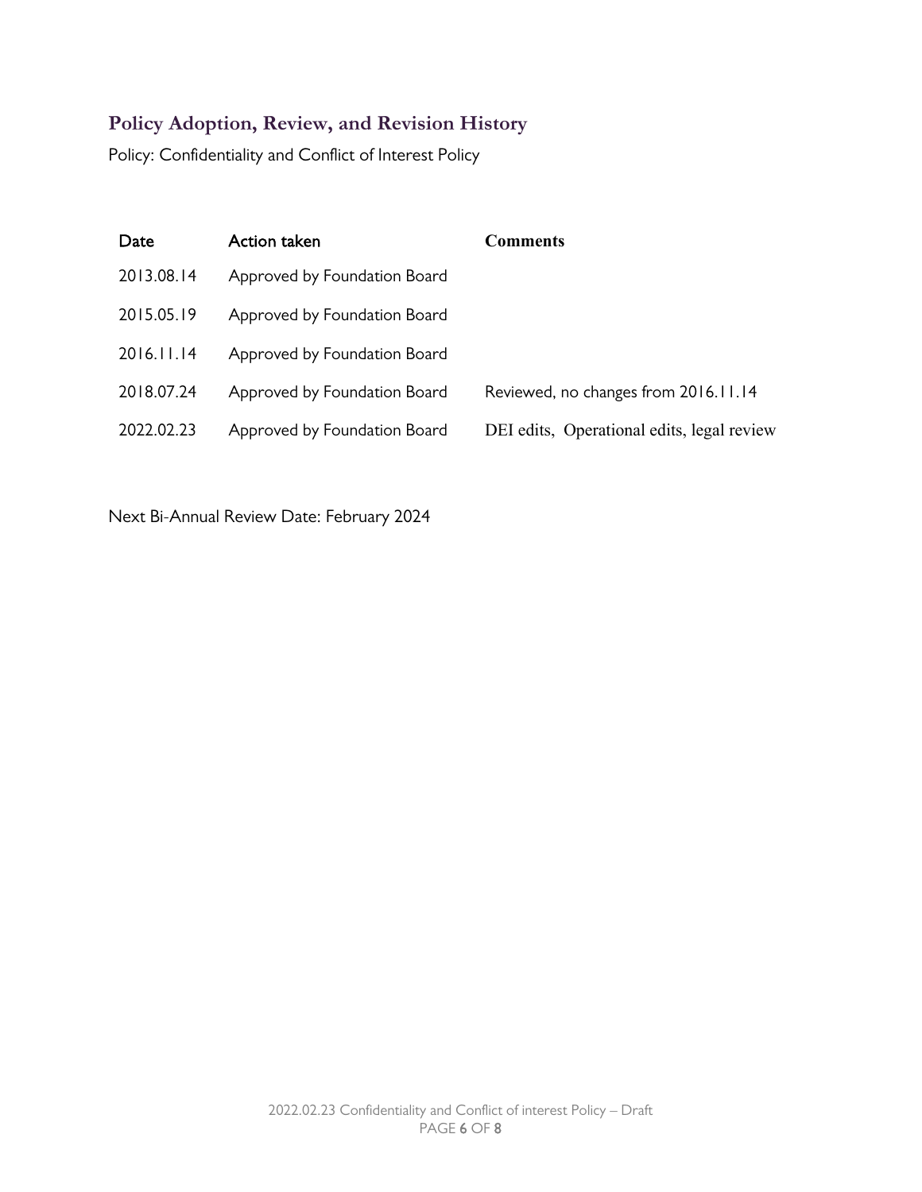## Policy Adoption, Review, and Revision History

Policy: Confidentiality and Conflict of Interest Policy

| Date | Action taken | Comments |
|---|---|---|
| 2013.08.14 | Approved by Foundation Board | |
| 2015.05.19 | Approved by Foundation Board | |
| 2016.11.14 | Approved by Foundation Board | |
| 2018.07.24 | Approved by Foundation Board | Reviewed, no changes from 2016.11.14 |
| 2022.02.23 | Approved by Foundation Board | DEI edits, Operational edits, legal review |

Next Bi-Annual Review Date: February 2024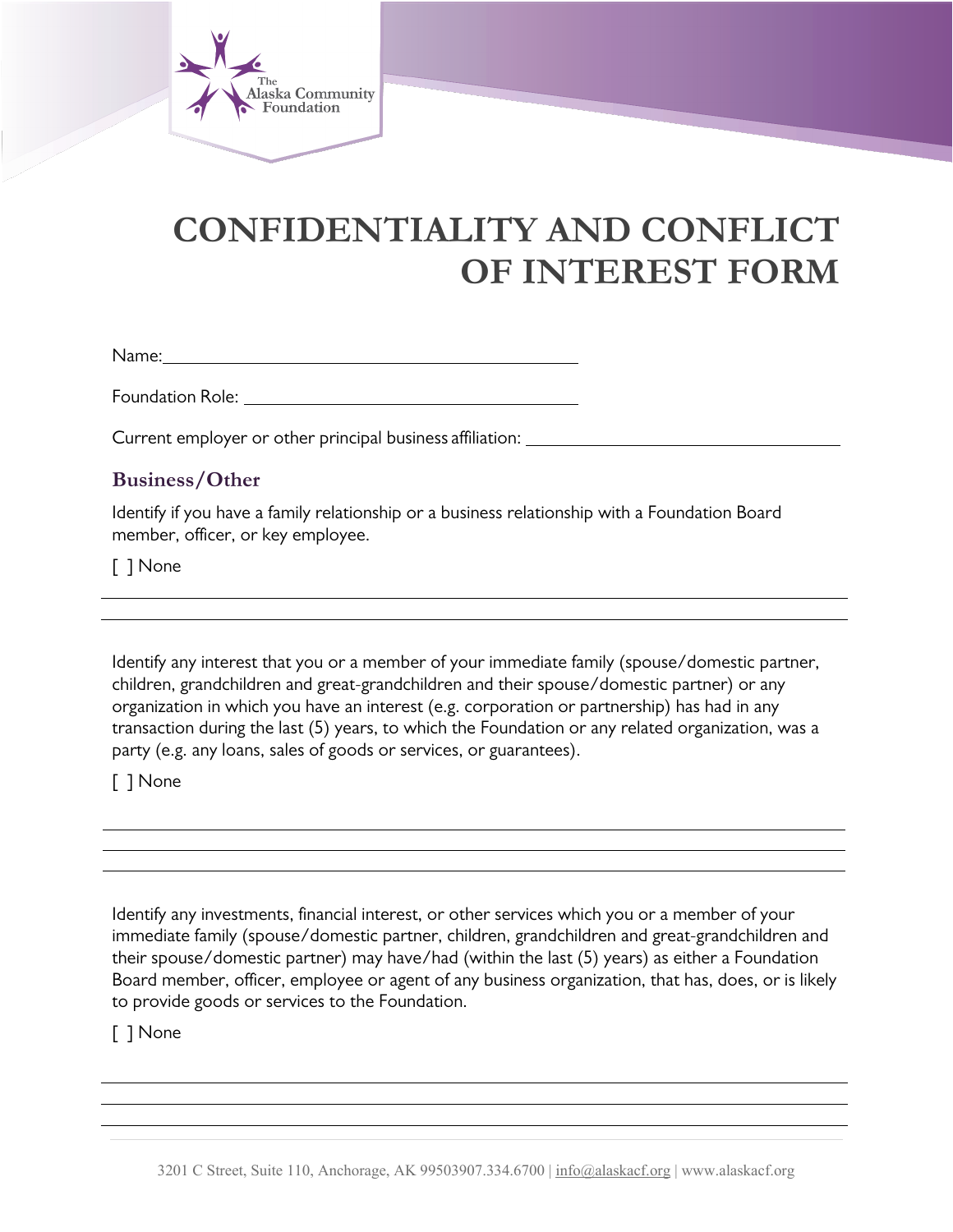# CONFIDENTIALITY AND CONFLICT OF INTEREST FORM

Name: ____________________________________________

Foundation Role: __________________________________

Current employer or other principal business affiliation: ______________________________

## Business/Other

Identify if you have a family relationship or a business relationship with a Foundation Board member, officer, or key employee.

[ ] None

______________________________________________________________________________

______________________________________________________________________________

Identify any interest that you or a member of your immediate family (spouse/domestic partner, children, grandchildren and great-grandchildren and their spouse/domestic partner) or any organization in which you have an interest (e.g. corporation or partnership) has had in any transaction during the last (5) years, to which the Foundation or any related organization, was a party (e.g. any loans, sales of goods or services, or guarantees).

[ ] None

______________________________________________________________________________

______________________________________________________________________________

______________________________________________________________________________

Identify any investments, financial interest, or other services which you or a member of your immediate family (spouse/domestic partner, children, grandchildren and great-grandchildren and their spouse/domestic partner) may have/had (within the last (5) years) as either a Foundation Board member, officer, employee or agent of any business organization, that has, does, or is likely to provide goods or services to the Foundation.

[ ] None

______________________________________________________________________________

______________________________________________________________________________

______________________________________________________________________________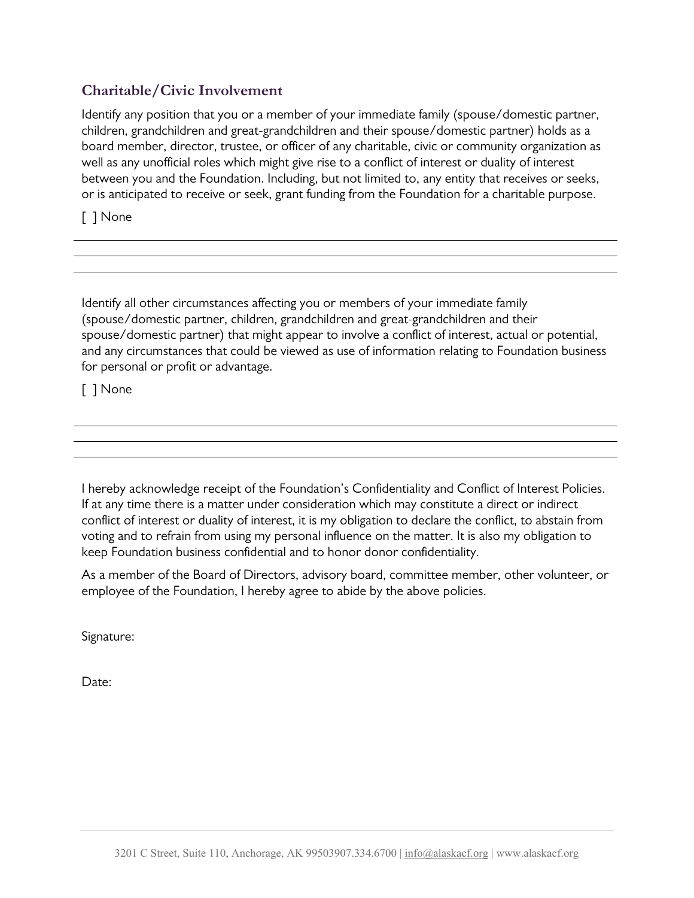## Charitable/Civic Involvement

Identify any position that you or a member of your immediate family (spouse/domestic partner, children, grandchildren and great-grandchildren and their spouse/domestic partner) holds as a board member, director, trustee, or officer of any charitable, civic or community organization as well as any unofficial roles which might give rise to a conflict of interest or duality of interest between you and the Foundation. Including, but not limited to, any entity that receives or seeks, or is anticipated to receive or seek, grant funding from the Foundation for a charitable purpose.

[ ] None

___

___

___

Identify all other circumstances affecting you or members of your immediate family (spouse/domestic partner, children, grandchildren and great-grandchildren and their spouse/domestic partner) that might appear to involve a conflict of interest, actual or potential, and any circumstances that could be viewed as use of information relating to Foundation business for personal or profit or advantage.

[ ] None

___

___

___

I hereby acknowledge receipt of the Foundation's Confidentiality and Conflict of Interest Policies. If at any time there is a matter under consideration which may constitute a direct or indirect conflict of interest or duality of interest, it is my obligation to declare the conflict, to abstain from voting and to refrain from using my personal influence on the matter. It is also my obligation to keep Foundation business confidential and to honor donor confidentiality.

As a member of the Board of Directors, advisory board, committee member, other volunteer, or employee of the Foundation, I hereby agree to abide by the above policies.

Signature:

Date: